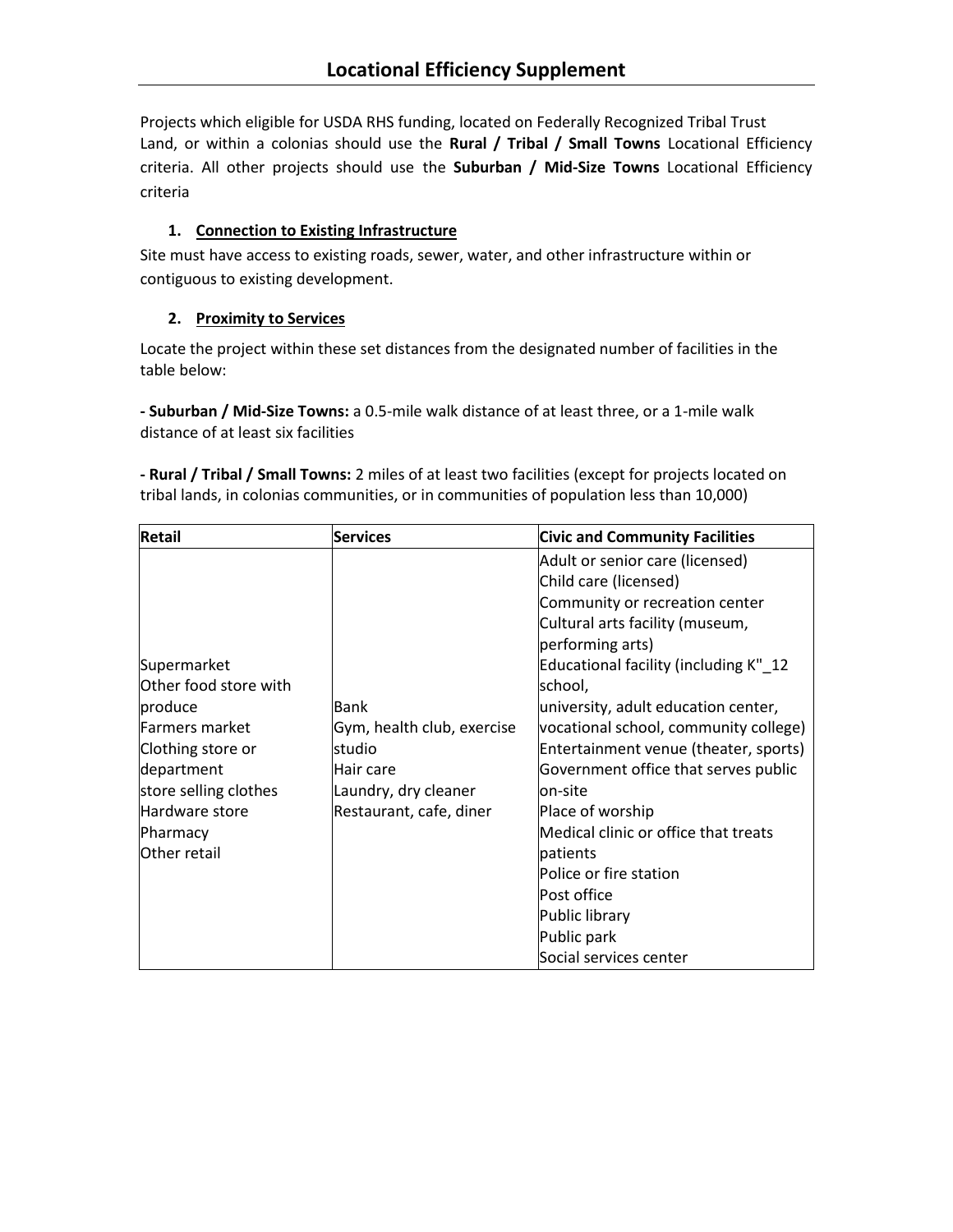# Locational Efficiency Supplement

Projects which eligible for USDA RHS funding, located on Federally Recognized Tribal Trust Land, or within a colonias should use the **Rural / Tribal / Small Towns** Locational Efficiency criteria. All other projects should use the **Suburban / Mid-Size Towns** Locational Efficiency criteria

1. **Connection to Existing Infrastructure**

Site must have access to existing roads, sewer, water, and other infrastructure within or contiguous to existing development.

2. **Proximity to Services**

Locate the project within these set distances from the designated number of facilities in the table below:

**- Suburban / Mid-Size Towns:** a 0.5-mile walk distance of at least three, or a 1-mile walk distance of at least six facilities

**- Rural / Tribal / Small Towns:** 2 miles of at least two facilities (except for projects located on tribal lands, in colonias communities, or in communities of population less than 10,000)

| Retail | Services | Civic and Community Facilities |
|---|---|---|
| Supermarket<br>Other food store with produce<br>Farmers market<br>Clothing store or department store selling clothes<br>Hardware store<br>Pharmacy<br>Other retail | Bank<br>Gym, health club, exercise studio<br>Hair care<br>Laundry, dry cleaner<br>Restaurant, cafe, diner | Adult or senior care (licensed)<br>Child care (licensed)<br>Community or recreation center<br>Cultural arts facility (museum, performing arts)<br>Educational facility (including K"_12 school, university, adult education center, vocational school, community college)<br>Entertainment venue (theater, sports)<br>Government office that serves public on-site<br>Place of worship<br>Medical clinic or office that treats patients<br>Police or fire station<br>Post office<br>Public library<br>Public park<br>Social services center |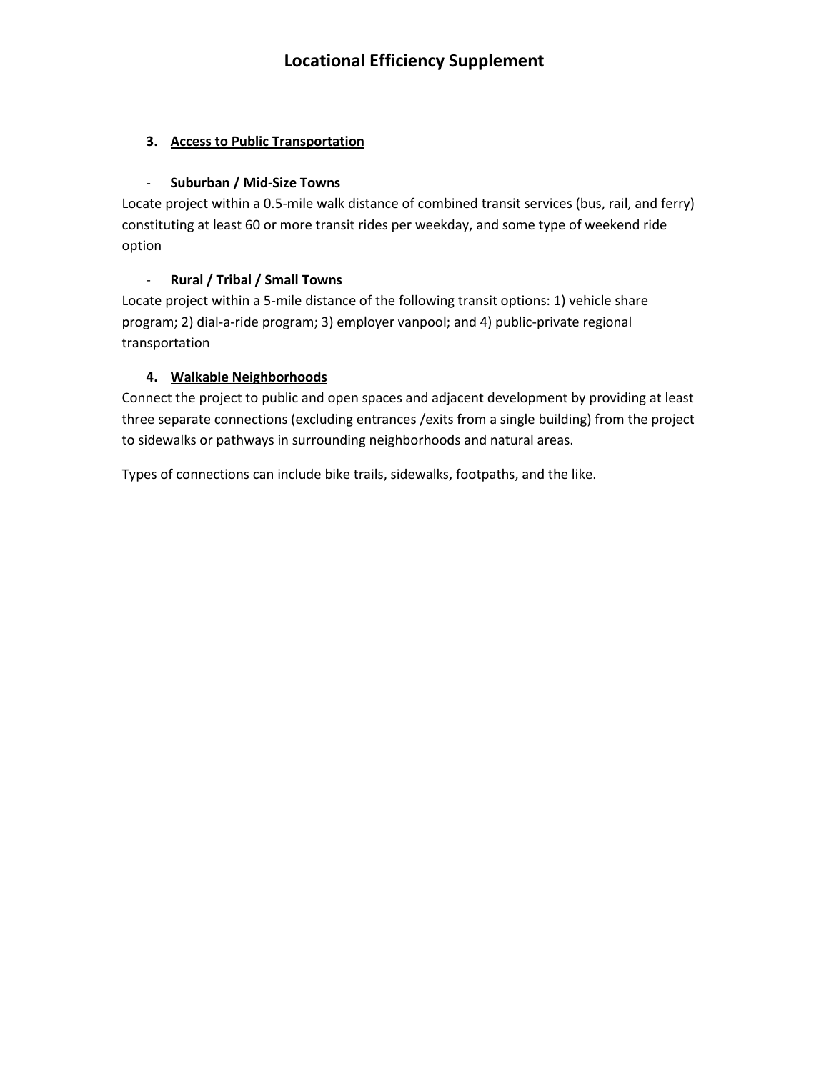### 3. Access to Public Transportation

- **Suburban / Mid-Size Towns**

Locate project within a 0.5-mile walk distance of combined transit services (bus, rail, and ferry) constituting at least 60 or more transit rides per weekday, and some type of weekend ride option

- **Rural / Tribal / Small Towns**

Locate project within a 5-mile distance of the following transit options: 1) vehicle share program; 2) dial-a-ride program; 3) employer vanpool; and 4) public-private regional transportation

### 4. Walkable Neighborhoods

Connect the project to public and open spaces and adjacent development by providing at least three separate connections (excluding entrances /exits from a single building) from the project to sidewalks or pathways in surrounding neighborhoods and natural areas.

Types of connections can include bike trails, sidewalks, footpaths, and the like.